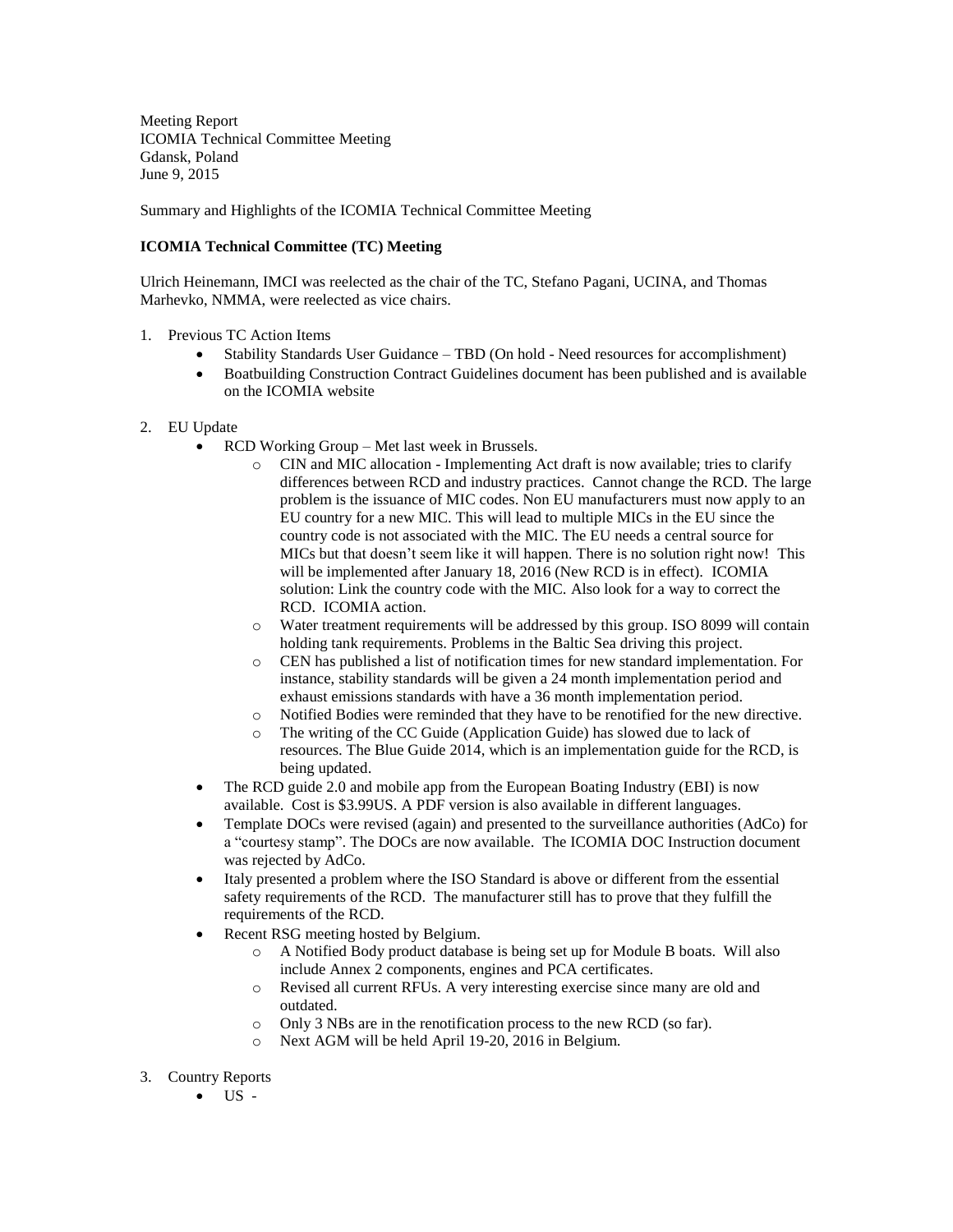Meeting Report
ICOMIA Technical Committee Meeting
Gdansk, Poland
June 9, 2015

Summary and Highlights of the ICOMIA Technical Committee Meeting

**ICOMIA Technical Committee (TC) Meeting**

Ulrich Heinemann, IMCI was reelected as the chair of the TC, Stefano Pagani, UCINA, and Thomas Marhevko, NMMA, were reelected as vice chairs.

1. Previous TC Action Items
    - Stability Standards User Guidance – TBD (On hold - Need resources for accomplishment)
    - Boatbuilding Construction Contract Guidelines document has been published and is available on the ICOMIA website

2. EU Update
    - RCD Working Group – Met last week in Brussels.
        - CIN and MIC allocation - Implementing Act draft is now available; tries to clarify differences between RCD and industry practices. Cannot change the RCD. The large problem is the issuance of MIC codes. Non EU manufacturers must now apply to an EU country for a new MIC. This will lead to multiple MICs in the EU since the country code is not associated with the MIC. The EU needs a central source for MICs but that doesn't seem like it will happen. There is no solution right now! This will be implemented after January 18, 2016 (New RCD is in effect). ICOMIA solution: Link the country code with the MIC. Also look for a way to correct the RCD. ICOMIA action.
        - Water treatment requirements will be addressed by this group. ISO 8099 will contain holding tank requirements. Problems in the Baltic Sea driving this project.
        - CEN has published a list of notification times for new standard implementation. For instance, stability standards will be given a 24 month implementation period and exhaust emissions standards with have a 36 month implementation period.
        - Notified Bodies were reminded that they have to be renotified for the new directive.
        - The writing of the CC Guide (Application Guide) has slowed due to lack of resources. The Blue Guide 2014, which is an implementation guide for the RCD, is being updated.
    - The RCD guide 2.0 and mobile app from the European Boating Industry (EBI) is now available. Cost is $3.99US. A PDF version is also available in different languages.
    - Template DOCs were revised (again) and presented to the surveillance authorities (AdCo) for a "courtesy stamp". The DOCs are now available. The ICOMIA DOC Instruction document was rejected by AdCo.
    - Italy presented a problem where the ISO Standard is above or different from the essential safety requirements of the RCD. The manufacturer still has to prove that they fulfill the requirements of the RCD.
    - Recent RSG meeting hosted by Belgium.
        - A Notified Body product database is being set up for Module B boats. Will also include Annex 2 components, engines and PCA certificates.
        - Revised all current RFUs. A very interesting exercise since many are old and outdated.
        - Only 3 NBs are in the renotification process to the new RCD (so far).
        - Next AGM will be held April 19-20, 2016 in Belgium.

3. Country Reports
    - US -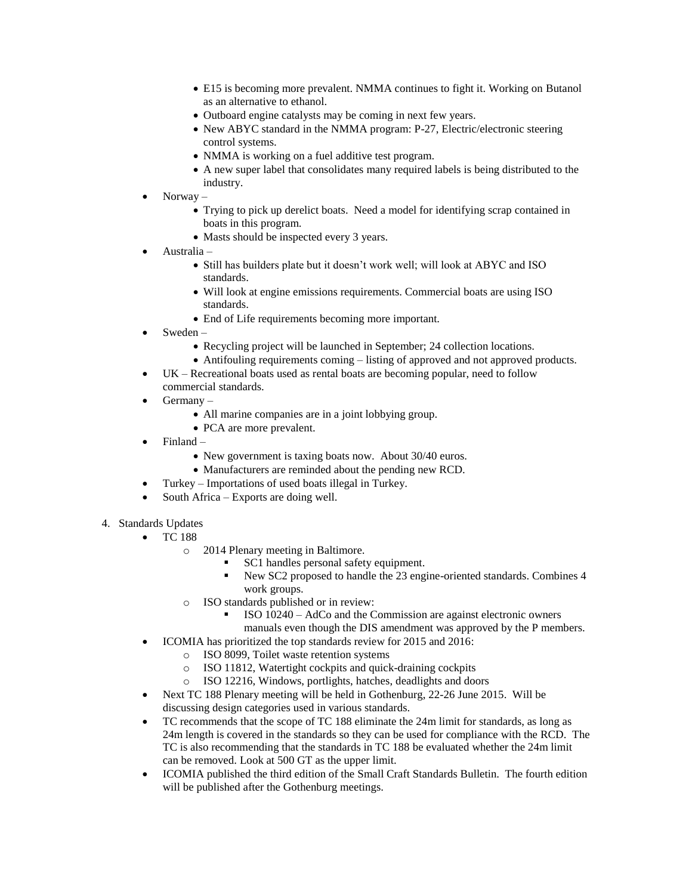- E15 is becoming more prevalent. NMMA continues to fight it. Working on Butanol as an alternative to ethanol.
    - Outboard engine catalysts may be coming in next few years.
    - New ABYC standard in the NMMA program: P-27, Electric/electronic steering control systems.
    - NMMA is working on a fuel additive test program.
    - A new super label that consolidates many required labels is being distributed to the industry.
- Norway –
    - Trying to pick up derelict boats. Need a model for identifying scrap contained in boats in this program.
    - Masts should be inspected every 3 years.
- Australia –
    - Still has builders plate but it doesn't work well; will look at ABYC and ISO standards.
    - Will look at engine emissions requirements. Commercial boats are using ISO standards.
    - End of Life requirements becoming more important.
- Sweden –
    - Recycling project will be launched in September; 24 collection locations.
    - Antifouling requirements coming – listing of approved and not approved products.
- UK – Recreational boats used as rental boats are becoming popular, need to follow commercial standards.
- Germany –
    - All marine companies are in a joint lobbying group.
    - PCA are more prevalent.
- Finland –
    - New government is taxing boats now. About 30/40 euros.
    - Manufacturers are reminded about the pending new RCD.
- Turkey – Importations of used boats illegal in Turkey.
- South Africa – Exports are doing well.

4. Standards Updates
    - TC 188
        - 2014 Plenary meeting in Baltimore.
            - SC1 handles personal safety equipment.
            - New SC2 proposed to handle the 23 engine-oriented standards. Combines 4 work groups.
        - ISO standards published or in review:
            - ISO 10240 – AdCo and the Commission are against electronic owners manuals even though the DIS amendment was approved by the P members.
    - ICOMIA has prioritized the top standards review for 2015 and 2016:
        - ISO 8099, Toilet waste retention systems
        - ISO 11812, Watertight cockpits and quick-draining cockpits
        - ISO 12216, Windows, portlights, hatches, deadlights and doors
    - Next TC 188 Plenary meeting will be held in Gothenburg, 22-26 June 2015. Will be discussing design categories used in various standards.
    - TC recommends that the scope of TC 188 eliminate the 24m limit for standards, as long as 24m length is covered in the standards so they can be used for compliance with the RCD. The TC is also recommending that the standards in TC 188 be evaluated whether the 24m limit can be removed. Look at 500 GT as the upper limit.
    - ICOMIA published the third edition of the Small Craft Standards Bulletin. The fourth edition will be published after the Gothenburg meetings.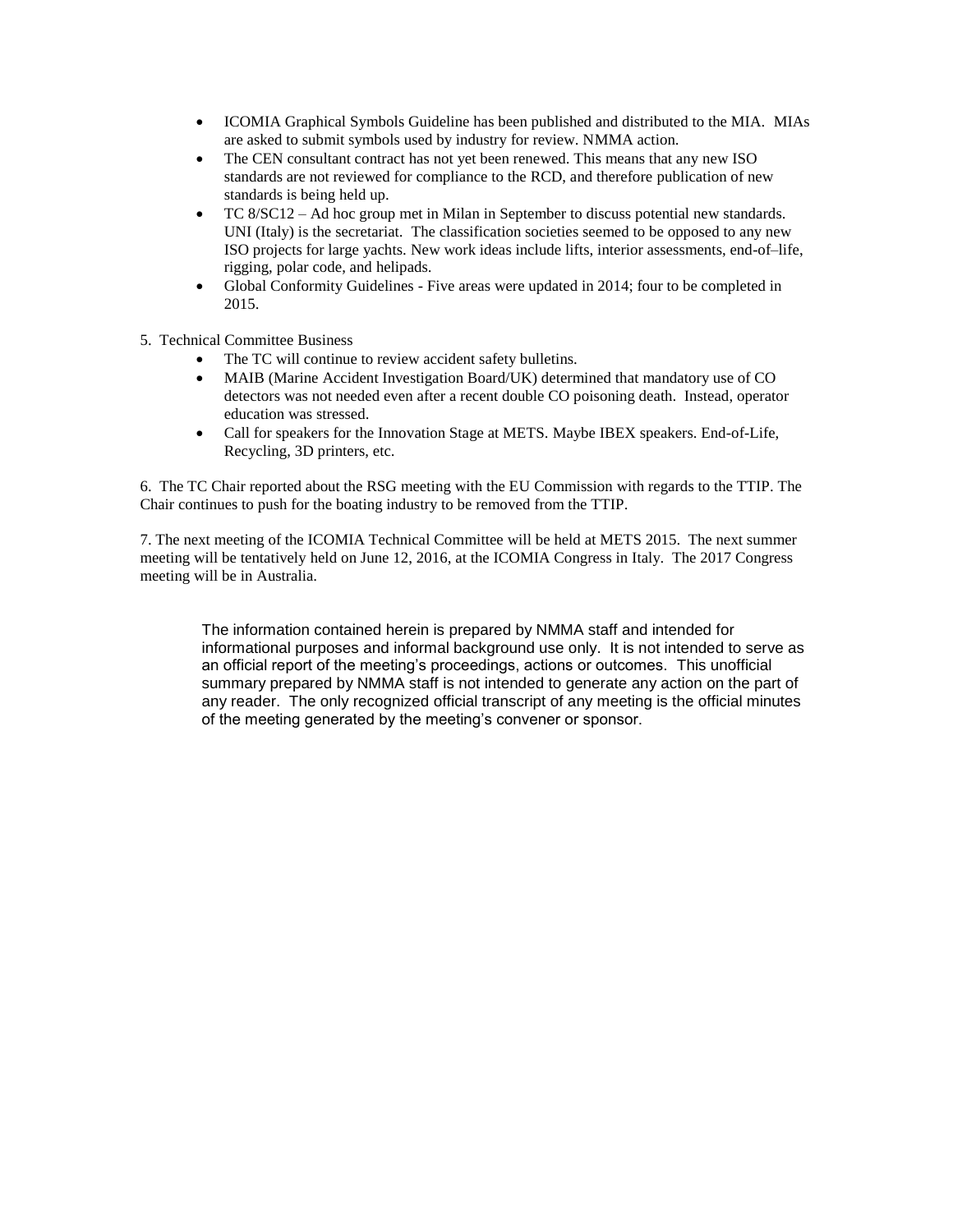- ICOMIA Graphical Symbols Guideline has been published and distributed to the MIA. MIAs are asked to submit symbols used by industry for review. NMMA action.
- The CEN consultant contract has not yet been renewed. This means that any new ISO standards are not reviewed for compliance to the RCD, and therefore publication of new standards is being held up.
- TC 8/SC12 – Ad hoc group met in Milan in September to discuss potential new standards. UNI (Italy) is the secretariat. The classification societies seemed to be opposed to any new ISO projects for large yachts. New work ideas include lifts, interior assessments, end-of–life, rigging, polar code, and helipads.
- Global Conformity Guidelines - Five areas were updated in 2014; four to be completed in 2015.

5. Technical Committee Business
   - The TC will continue to review accident safety bulletins.
   - MAIB (Marine Accident Investigation Board/UK) determined that mandatory use of CO detectors was not needed even after a recent double CO poisoning death. Instead, operator education was stressed.
   - Call for speakers for the Innovation Stage at METS. Maybe IBEX speakers. End-of-Life, Recycling, 3D printers, etc.

6. The TC Chair reported about the RSG meeting with the EU Commission with regards to the TTIP. The Chair continues to push for the boating industry to be removed from the TTIP.

7. The next meeting of the ICOMIA Technical Committee will be held at METS 2015. The next summer meeting will be tentatively held on June 12, 2016, at the ICOMIA Congress in Italy. The 2017 Congress meeting will be in Australia.

The information contained herein is prepared by NMMA staff and intended for informational purposes and informal background use only. It is not intended to serve as an official report of the meeting's proceedings, actions or outcomes. This unofficial summary prepared by NMMA staff is not intended to generate any action on the part of any reader. The only recognized official transcript of any meeting is the official minutes of the meeting generated by the meeting's convener or sponsor.